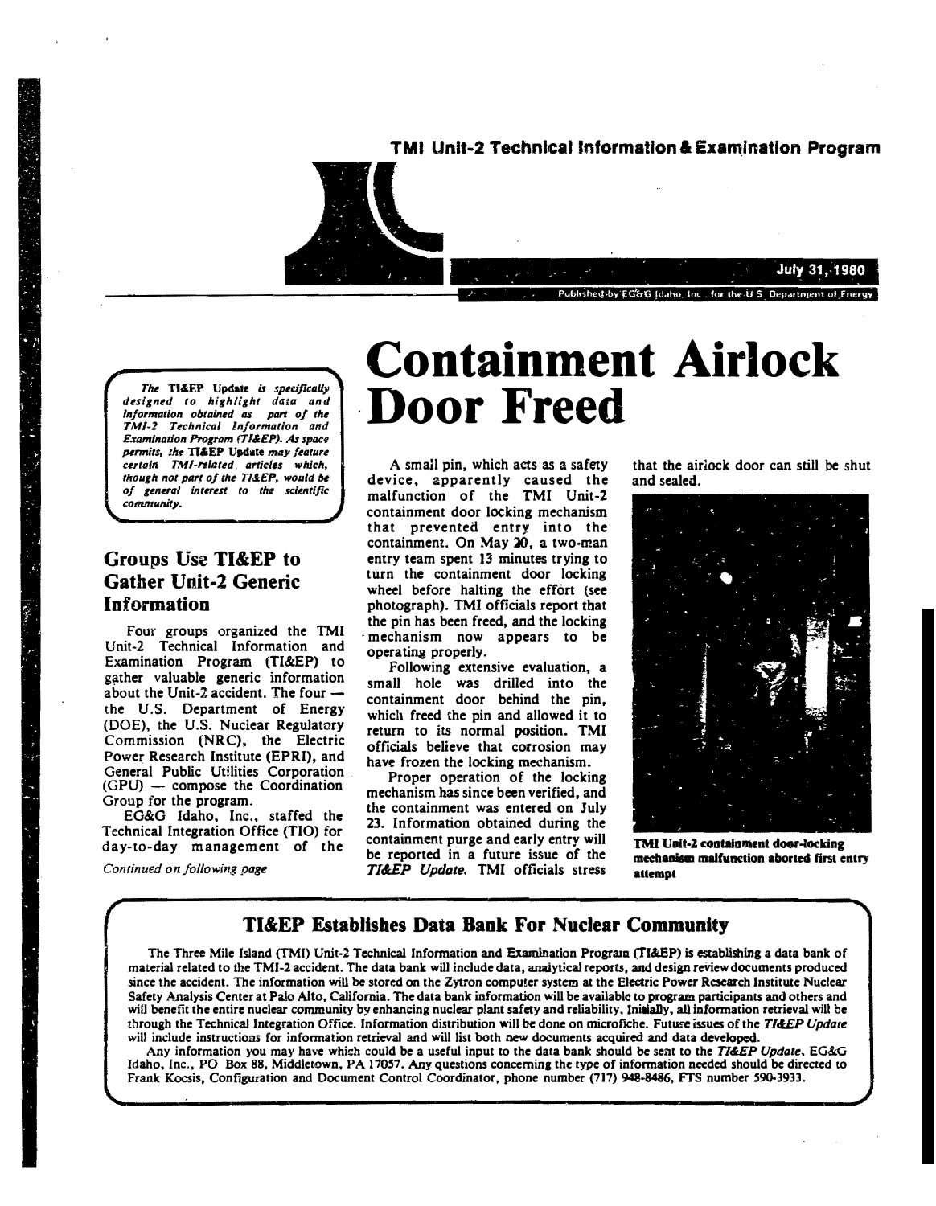TMI Unit-2 Technical Information & Examination Program

July 31, 1980

Published by EG&G Idaho, Inc., for the U.S. Department of Energy

*The TI&EP Update is specifically designed to highlight data and information obtained as part of the TMI-2 Technical Information and Examination Program (TI&EP). As space permits, the TI&EP Update may feature certain TMI-related articles which, though not part of the TI&EP, would be of general interest to the scientific community.*

# Containment Airlock Door Freed

A small pin, which acts as a safety device, apparently caused the malfunction of the TMI Unit-2 containment door locking mechanism that prevented entry into the containment. On May 20, a two-man entry team spent 13 minutes trying to turn the containment door locking wheel before halting the effort (see photograph). TMI officials report that the pin has been freed, and the locking mechanism now appears to be operating properly.

Following extensive evaluation, a small hole was drilled into the containment door behind the pin, which freed the pin and allowed it to return to its normal position. TMI officials believe that corrosion may have frozen the locking mechanism.

Proper operation of the locking mechanism has since been verified, and the containment was entered on July 23. Information obtained during the containment purge and early entry will be reported in a future issue of the *TI&EP Update*. TMI officials stress that the airlock door can still be shut and sealed.

**TMI Unit-2 containment door-locking mechanism malfunction aborted first entry attempt**

## Groups Use TI&EP to Gather Unit-2 Generic Information

Four groups organized the TMI Unit-2 Technical Information and Examination Program (TI&EP) to gather valuable generic information about the Unit-2 accident. The four — the U.S. Department of Energy (DOE), the U.S. Nuclear Regulatory Commission (NRC), the Electric Power Research Institute (EPRI), and General Public Utilities Corporation (GPU) — compose the Coordination Group for the program.

EG&G Idaho, Inc., staffed the Technical Integration Office (TIO) for day-to-day management of the

*Continued on following page*

## TI&EP Establishes Data Bank For Nuclear Community

The Three Mile Island (TMI) Unit-2 Technical Information and Examination Program (TI&EP) is establishing a data bank of material related to the TMI-2 accident. The data bank will include data, analytical reports, and design review documents produced since the accident. The information will be stored on the Zytron computer system at the Electric Power Research Institute Nuclear Safety Analysis Center at Palo Alto, California. The data bank information will be available to program participants and others and will benefit the entire nuclear community by enhancing nuclear plant safety and reliability. Initially, all information retrieval will be through the Technical Integration Office. Information distribution will be done on microfiche. Future issues of the *TI&EP Update* will include instructions for information retrieval and will list both new documents acquired and data developed.

Any information you may have which could be a useful input to the data bank should be sent to the *TI&EP Update*, EG&G Idaho, Inc., PO Box 88, Middletown, PA 17057. Any questions concerning the type of information needed should be directed to Frank Kocsis, Configuration and Document Control Coordinator, phone number (717) 948-8486, FTS number 590-3933.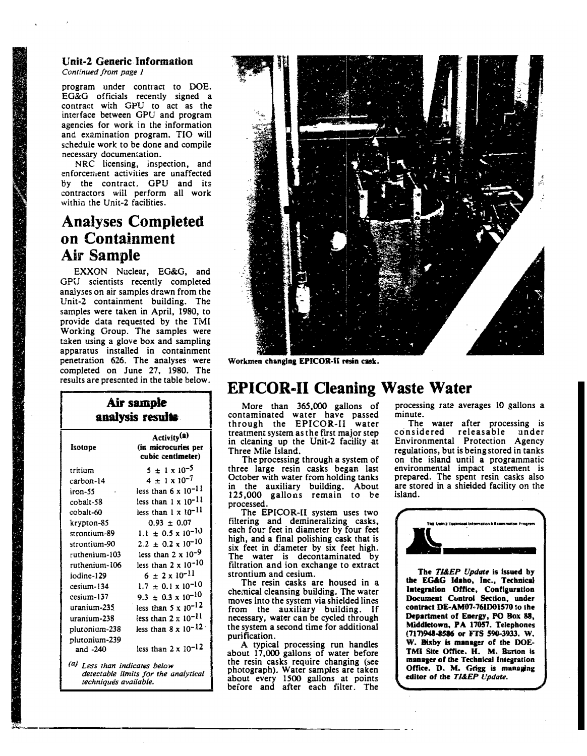## Unit-2 Generic Information

*Continued from page 1*

program under contract to DOE. EG&G officials recently signed a contract with GPU to act as the interface between GPU and program agencies for work in the information and examination program. TIO will schedule work to be done and compile necessary documentation.

NRC licensing, inspection, and enforcement activities are unaffected by the contract. GPU and its contractors will perform all work within the Unit-2 facilities.

# Analyses Completed on Containment Air Sample

EXXON Nuclear, EG&G, and GPU scientists recently completed analyses on air samples drawn from the Unit-2 containment building. The samples were taken in April, 1980, to provide data requested by the TMI Working Group. The samples were taken using a glove box and sampling apparatus installed in containment penetration 626. The analyses were completed on June 27, 1980. The results are presented in the table below.

**Air sample analysis results**

| Isotope | Activity[a] (in microcuries per cubic centimeter) |
|---|---|
| tritium | $5 \pm 1 \times 10^{-5}$ |
| carbon-14 | $4 \pm 1 \times 10^{-7}$ |
| iron-55 | less than $6 \times 10^{-11}$ |
| cobalt-58 | less than $1 \times 10^{-11}$ |
| cobalt-60 | less than $1 \times 10^{-11}$ |
| krypton-85 | $0.93 \pm 0.07$ |
| strontium-89 | $1.1 \pm 0.5 \times 10^{-10}$ |
| strontium-90 | $2.2 \pm 0.2 \times 10^{-10}$ |
| ruthenium-103 | less than $2 \times 10^{-9}$ |
| ruthenium-106 | less than $2 \times 10^{-10}$ |
| iodine-129 | $6 \pm 2 \times 10^{-11}$ |
| cesium-134 | $1.7 \pm 0.1 \times 10^{-10}$ |
| cesium-137 | $9.3 \pm 0.3 \times 10^{-10}$ |
| uranium-235 | less than $5 \times 10^{-12}$ |
| uranium-238 | less than $2 \times 10^{-11}$ |
| plutonium-238 | less than $8 \times 10^{-12}$ |
| plutonium-239 and -240 | less than $2 \times 10^{-12}$ |

*(a) Less than indicates below detectable limits for the analytical techniques available.*

Workmen changing EPICOR-II resin cask.

# EPICOR-II Cleaning Waste Water

More than 365,000 gallons of contaminated water have passed through the EPICOR-II water treatment system as the first major step in cleaning up the Unit-2 facility at Three Mile Island.

The processing through a system of three large resin casks began last October with water from holding tanks in the auxiliary building. About 125,000 gallons remain to be processed.

The EPICOR-II system uses two filtering and demineralizing casks, each four feet in diameter by four feet high, and a final polishing cask that is six feet in diameter by six feet high. The water is decontaminated by filtration and ion exchange to extract strontium and cesium.

The resin casks are housed in a chemical cleansing building. The water moves into the system via shielded lines from the auxiliary building. If necessary, water can be cycled through the system a second time for additional purification.

A typical processing run handles about 17,000 gallons of water before the resin casks require changing (see photograph). Water samples are taken about every 1500 gallons at points before and after each filter. The processing rate averages 10 gallons a minute.

The water after processing is considered releasable under Environmental Protection Agency regulations, but is being stored in tanks on the island until a programmatic environmental impact statement is prepared. The spent resin casks also are stored in a shielded facility on the island.

TMI Unit-2 Technical Information & Examination Program

**The *TI&EP Update* is issued by the EG&G Idaho, Inc., Technical Integration Office, Configuration Document Control Section, under contract DE-AM07-76ID01570 to the Department of Energy, PO Box 88, Middletown, PA 17057. Telephones (717)948-8586 or FTS 590-3933. W. W. Bixby is manager of the DOE-TMI Site Office. H. M. Burton is manager of the Technical Integration Office. D. M. Grigg is managing editor of the *TI&EP Update*.**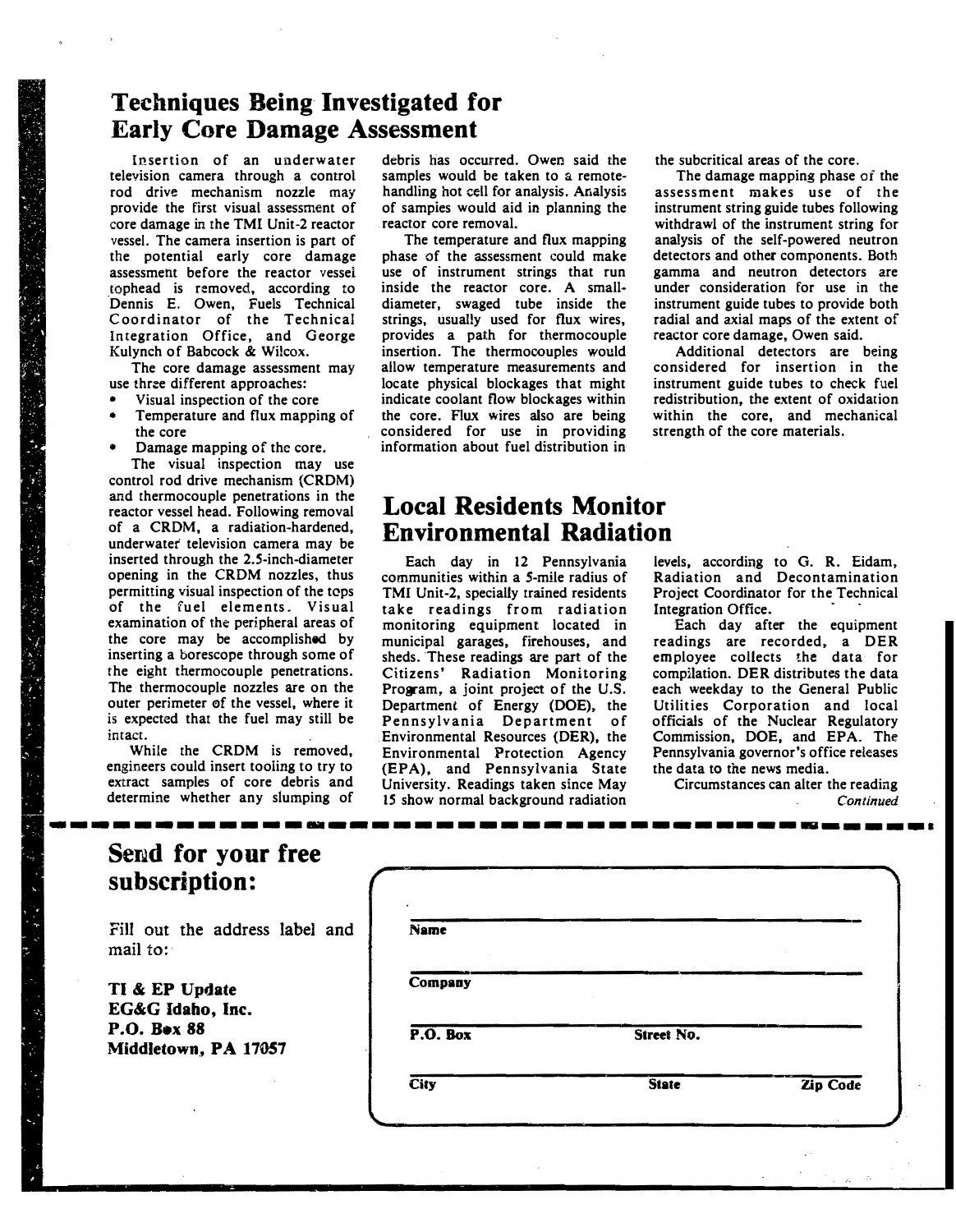## Techniques Being Investigated for Early Core Damage Assessment

Insertion of an underwater television camera through a control rod drive mechanism nozzle may provide the first visual assessment of core damage in the TMI Unit-2 reactor vessel. The camera insertion is part of the potential early core damage assessment before the reactor vessel tophead is removed, according to Dennis E. Owen, Fuels Technical Coordinator of the Technical Integration Office, and George Kulynch of Babcock & Wilcox.

The core damage assessment may use three different approaches:

- Visual inspection of the core
- Temperature and flux mapping of the core
- Damage mapping of the core.

The visual inspection may use control rod drive mechanism (CRDM) and thermocouple penetrations in the reactor vessel head. Following removal of a CRDM, a radiation-hardened, underwater television camera may be inserted through the 2.5-inch-diameter opening in the CRDM nozzles, thus permitting visual inspection of the tops of the fuel elements. Visual examination of the peripheral areas of the core may be accomplished by inserting a borescope through some of the eight thermocouple penetrations. The thermocouple nozzles are on the outer perimeter of the vessel, where it is expected that the fuel may still be intact.

While the CRDM is removed, engineers could insert tooling to try to extract samples of core debris and determine whether any slumping of debris has occurred. Owen said the samples would be taken to a remote-handling hot cell for analysis. Analysis of samples would aid in planning the reactor core removal.

The temperature and flux mapping phase of the assessment could make use of instrument strings that run inside the reactor core. A small-diameter, swaged tube inside the strings, usually used for flux wires, provides a path for thermocouple insertion. The thermocouples would allow temperature measurements and locate physical blockages that might indicate coolant flow blockages within the core. Flux wires also are being considered for use in providing information about fuel distribution in the subcritical areas of the core.

The damage mapping phase of the assessment makes use of the instrument string guide tubes following withdrawl of the instrument string for analysis of the self-powered neutron detectors and other components. Both gamma and neutron detectors are under consideration for use in the instrument guide tubes to provide both radial and axial maps of the extent of reactor core damage, Owen said.

Additional detectors are being considered for insertion in the instrument guide tubes to check fuel redistribution, the extent of oxidation within the core, and mechanical strength of the core materials.

## Local Residents Monitor Environmental Radiation

Each day in 12 Pennsylvania communities within a 5-mile radius of TMI Unit-2, specially trained residents take readings from radiation monitoring equipment located in municipal garages, firehouses, and sheds. These readings are part of the Citizens' Radiation Monitoring Program, a joint project of the U.S. Department of Energy (DOE), the Pennsylvania Department of Environmental Resources (DER), the Environmental Protection Agency (EPA), and Pennsylvania State University. Readings taken since May 15 show normal background radiation levels, according to G. R. Eidam, Radiation and Decontamination Project Coordinator for the Technical Integration Office.

Each day after the equipment readings are recorded, a DER employee collects the data for compilation. DER distributes the data each weekday to the General Public Utilities Corporation and local officials of the Nuclear Regulatory Commission, DOE, and EPA. The Pennsylvania governor's office releases the data to the news media.

Circumstances can alter the reading

*Continued*

## Send for your free subscription:

Fill out the address label and mail to:

**TI & EP Update**
**EG&G Idaho, Inc.**
**P.O. Box 88**
**Middletown, PA 17057**

| | | |
|---|---|---|
| **Name** | | |
| **Company** | | |
| **P.O. Box** | **Street No.** | |
| **City** | **State** | **Zip Code** |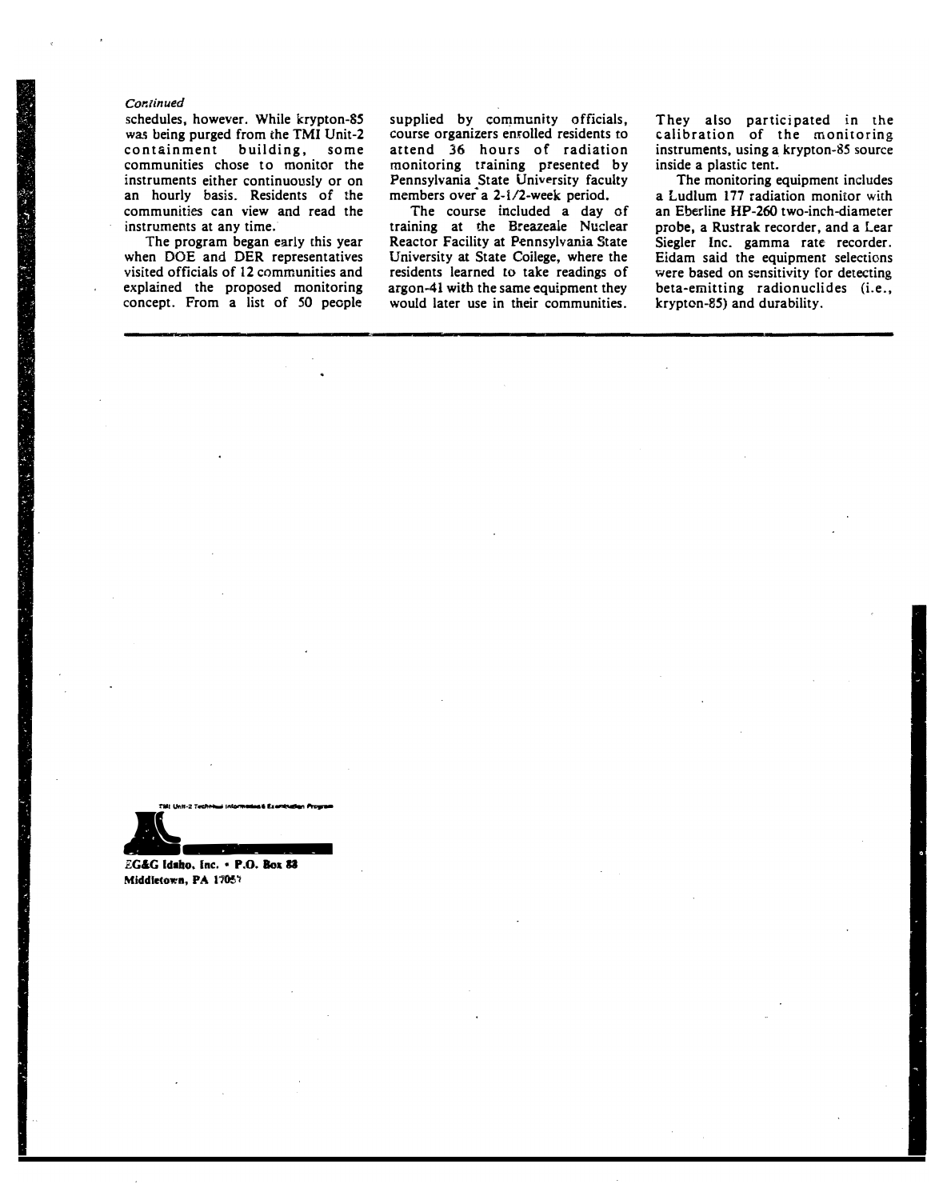*Continued*

schedules, however. While krypton-85 was being purged from the TMI Unit-2 containment building, some communities chose to monitor the instruments either continuously or on an hourly basis. Residents of the communities can view and read the instruments at any time.

The program began early this year when DOE and DER representatives visited officials of 12 communities and explained the proposed monitoring concept. From a list of 50 people supplied by community officials, course organizers enrolled residents to attend 36 hours of radiation monitoring training presented by Pennsylvania State University faculty members over a 2-1/2-week period.

The course included a day of training at the Breazeale Nuclear Reactor Facility at Pennsylvania State University at State College, where the residents learned to take readings of argon-41 with the same equipment they would later use in their communities. They also participated in the calibration of the monitoring instruments, using a krypton-85 source inside a plastic tent.

The monitoring equipment includes a Ludlum 177 radiation monitor with an Eberline HP-260 two-inch-diameter probe, a Rustrak recorder, and a Lear Siegler Inc. gamma rate recorder. Eidam said the equipment selections were based on sensitivity for detecting beta-emitting radionuclides (i.e., krypton-85) and durability.

TMI Unit-2 Technical Information & Examination Program

EG&G Idaho, Inc. • P.O. Box 88
Middletown, PA 17057